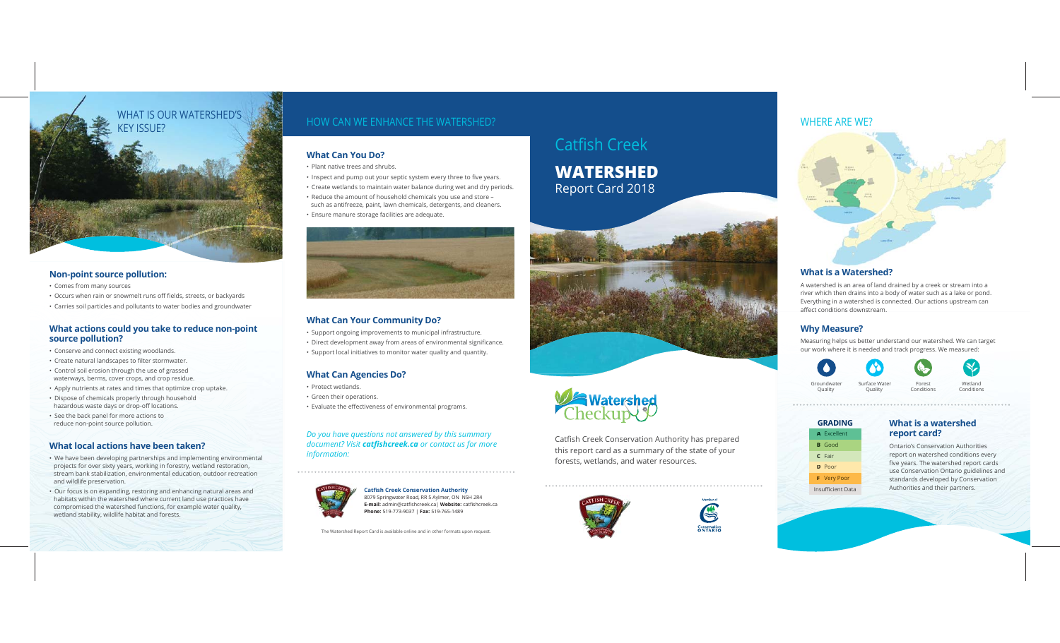# Catfish Creek WATERSHED Report Card 2018

Watershed Checkup

Catfish Creek Conservation Authority has prepared this report card as a summary of the state of your forests, wetlands, and water resources.

## WHERE ARE WE?

### What is a Watershed?

A watershed is an area of land drained by a creek or stream into a river which then drains into a body of water such as a lake or pond. Everything in a watershed is connected. Our actions upstream can affect conditions downstream.

### Why Measure?

Measuring helps us better understand our watershed. We can target our work where it is needed and track progress. We measured:

- Groundwater Quality
- Surface Water Quality
- Forest Conditions
- Wetland Conditions

| GRADING |
|---|
| A Excellent |
| B Good |
| C Fair |
| D Poor |
| F Very Poor |
| Insufficient Data |

### What is a watershed report card?

Ontario's Conservation Authorities report on watershed conditions every five years. The watershed report cards use Conservation Ontario guidelines and standards developed by Conservation Authorities and their partners.

## WHAT IS OUR WATERSHED'S KEY ISSUE?

### Non-point source pollution:

- Comes from many sources
- Occurs when rain or snowmelt runs off fields, streets, or backyards
- Carries soil particles and pollutants to water bodies and groundwater

### What actions could you take to reduce non-point source pollution?

- Conserve and connect existing woodlands.
- Create natural landscapes to filter stormwater.
- Control soil erosion through the use of grassed waterways, berms, cover crops, and crop residue.
- Apply nutrients at rates and times that optimize crop uptake.
- Dispose of chemicals properly through household hazardous waste days or drop-off locations.
- See the back panel for more actions to reduce non-point source pollution.

### What local actions have been taken?

- We have been developing partnerships and implementing environmental projects for over sixty years, working in forestry, wetland restoration, stream bank stabilization, environmental education, outdoor recreation and wildlife preservation.
- Our focus is on expanding, restoring and enhancing natural areas and habitats within the watershed where current land use practices have compromised the watershed functions, for example water quality, wetland stability, wildlife habitat and forests.

## HOW CAN WE ENHANCE THE WATERSHED?

### What Can You Do?

- Plant native trees and shrubs.
- Inspect and pump out your septic system every three to five years.
- Create wetlands to maintain water balance during wet and dry periods.
- Reduce the amount of household chemicals you use and store – such as antifreeze, paint, lawn chemicals, detergents, and cleaners.
- Ensure manure storage facilities are adequate.

### What Can Your Community Do?

- Support ongoing improvements to municipal infrastructure.
- Direct development away from areas of environmental significance.
- Support local initiatives to monitor water quality and quantity.

### What Can Agencies Do?

- Protect wetlands.
- Green their operations.
- Evaluate the effectiveness of environmental programs.

*Do you have questions not answered by this summary document? Visit **catfishcreek.ca** or contact us for more information:*

**Catfish Creek Conservation Authority**
8079 Springwater Road, RR 5 Aylmer, ON N5H 2R4
**E-mail:** admin@catfishcreek.ca | **Website:** catfishcreek.ca
**Phone:** 519-773-9037 | **Fax:** 519-765-1489

The Watershed Report Card is available online and in other formats upon request.

Member of Conservation Ontario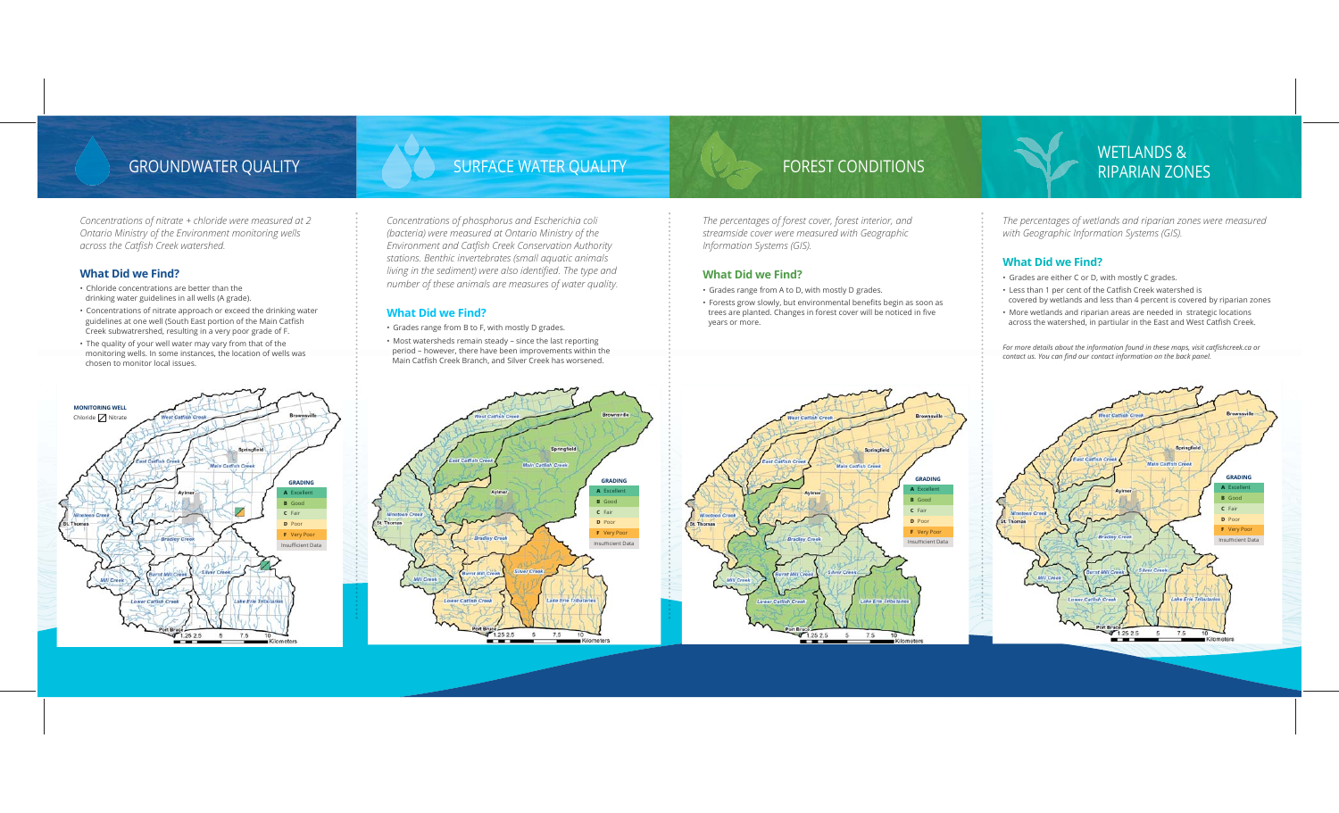## GROUNDWATER QUALITY

*Concentrations of nitrate + chloride were measured at 2 Ontario Ministry of the Environment monitoring wells across the Catfish Creek watershed.*

### What Did we Find?

- Chloride concentrations are better than the drinking water guidelines in all wells (A grade).
- Concentrations of nitrate approach or exceed the drinking water guidelines at one well (South East portion of the Main Catfish Creek subwatrershed, resulting in a very poor grade of F.
- The quality of your well water may vary from that of the monitoring wells. In some instances, the location of wells was chosen to monitor local issues.

MONITORING WELL
Chloride Nitrate

West Catfish Creek
Brownsville
Springfield
East Catfish Creek
Main Catfish Creek
Aylmer
Whites Creek
St. Thomas
Bradley Creek
Silver Creek
Mill Creek
Lower Catfish Creek
Lake Erie Tributaries
Port Bruce
1.25 2.5 5 7.5 10 Kilometers

GRADING
A Excellent
B Good
C Fair
D Poor
F Very Poor
Insufficient Data

## SURFACE WATER QUALITY

*Concentrations of phosphorus and Escherichia coli (bacteria) were measured at Ontario Ministry of the Environment and Catfish Creek Conservation Authority stations. Benthic invertebrates (small aquatic animals living in the sediment) were also identified. The type and number of these animals are measures of water quality.*

### What Did we Find?

- Grades range from B to F, with mostly D grades.
- Most watersheds remain steady – since the last reporting period – however, there have been improvements within the Main Catfish Creek Branch, and Silver Creek has worsened.

## FOREST CONDITIONS

*The percentages of forest cover, forest interior, and streamside cover were measured with Geographic Information Systems (GIS).*

### What Did we Find?

- Grades range from A to D, with mostly D grades.
- Forests grow slowly, but environmental benefits begin as soon as trees are planted. Changes in forest cover will be noticed in five years or more.

## WETLANDS & RIPARIAN ZONES

*The percentages of wetlands and riparian zones were measured with Geographic Information Systems (GIS).*

### What Did we Find?

- Grades are either C or D, with mostly C grades.
- Less than 1 per cent of the Catfish Creek watershed is covered by wetlands and less than 4 percent is covered by riparian zones
- More wetlands and riparian areas are needed in strategic locations across the watershed, in partiular in the East and West Catfish Creek.

*For more details about the information found in these maps, visit catfishcreek.ca or contact us. You can find our contact information on the back panel.*